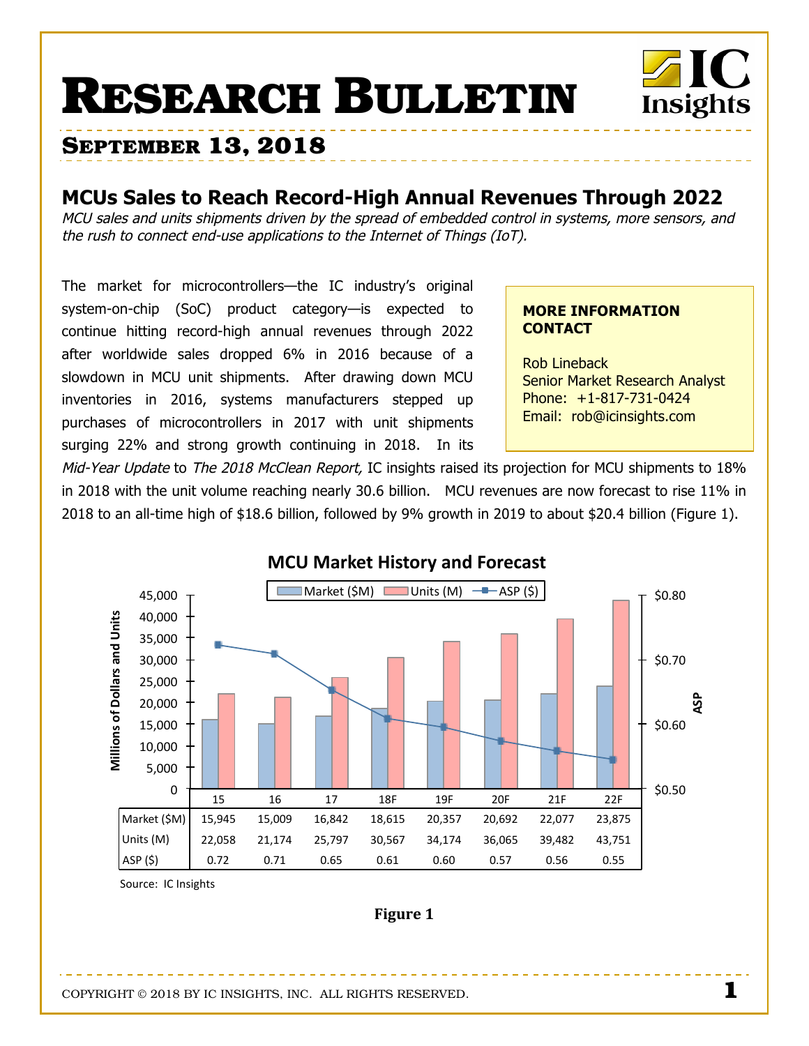// Research Bulletin

# RESEARCH BULLETIN

## SEPTEMBER 13, 2018

## MCUs Sales to Reach Record-High Annual Revenues Through 2022

*MCU sales and units shipments driven by the spread of embedded control in systems, more sensors, and the rush to connect end-use applications to the Internet of Things (IoT).*

**MORE INFORMATION CONTACT**

Rob Lineback
Senior Market Research Analyst
Phone: +1-817-731-0424
Email: rob@icinsights.com

The market for microcontrollers—the IC industry's original system-on-chip (SoC) product category—is expected to continue hitting record-high annual revenues through 2022 after worldwide sales dropped 6% in 2016 because of a slowdown in MCU unit shipments. After drawing down MCU inventories in 2016, systems manufacturers stepped up purchases of microcontrollers in 2017 with unit shipments surging 22% and strong growth continuing in 2018. In its *Mid-Year Update* to *The 2018 McClean Report,* IC insights raised its projection for MCU shipments to 18% in 2018 with the unit volume reaching nearly 30.6 billion. MCU revenues are now forecast to rise 11% in 2018 to an all-time high of $18.6 billion, followed by 9% growth in 2019 to about $20.4 billion (Figure 1).

**MCU Market History and Forecast**

| | 15 | 16 | 17 | 18F | 19F | 20F | 21F | 22F |
|---|---|---|---|---|---|---|---|---|
| Market ($M) | 15,945 | 15,009 | 16,842 | 18,615 | 20,357 | 20,692 | 22,077 | 23,875 |
| Units (M) | 22,058 | 21,174 | 25,797 | 30,567 | 34,174 | 36,065 | 39,482 | 43,751 |
| ASP ($) | 0.72 | 0.71 | 0.65 | 0.61 | 0.60 | 0.57 | 0.56 | 0.55 |

Source: IC Insights

**Figure 1**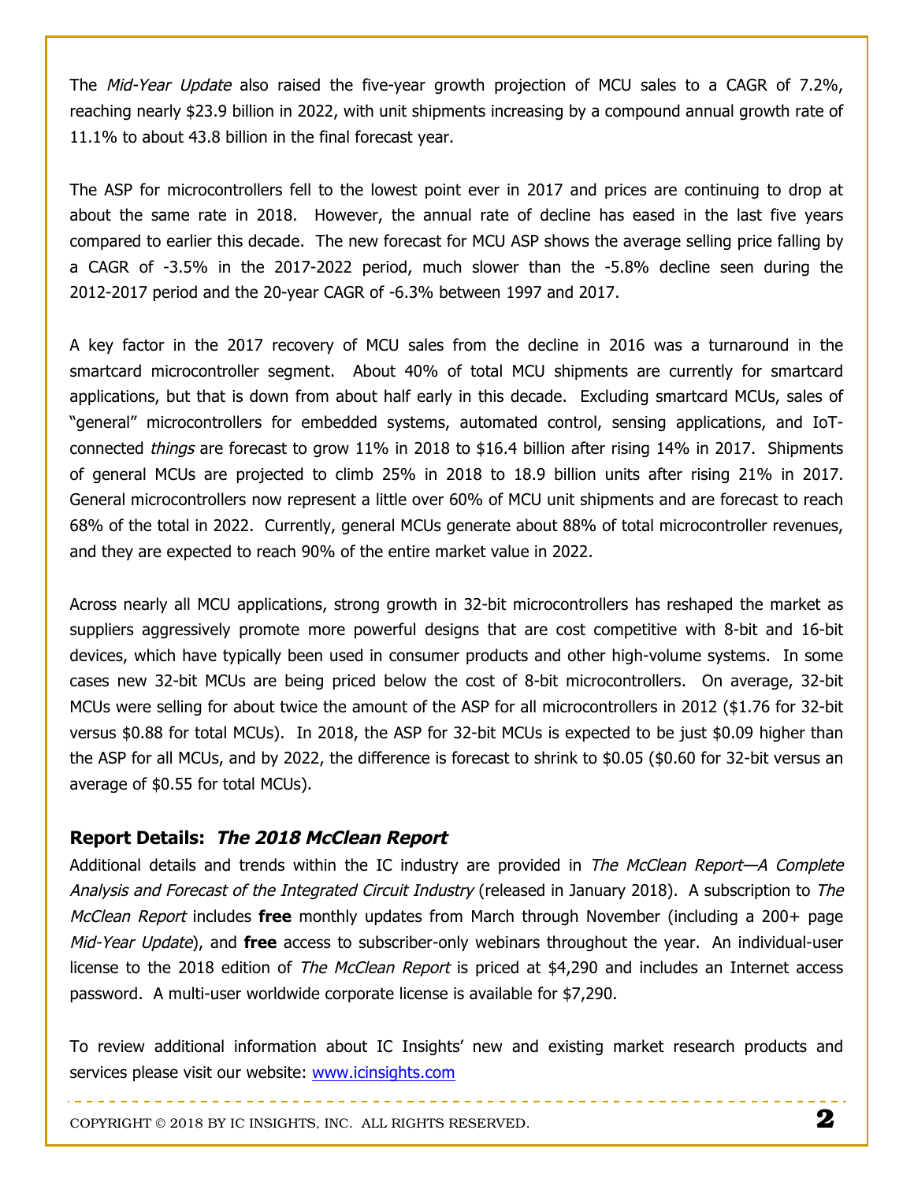The *Mid-Year Update* also raised the five-year growth projection of MCU sales to a CAGR of 7.2%, reaching nearly $23.9 billion in 2022, with unit shipments increasing by a compound annual growth rate of 11.1% to about 43.8 billion in the final forecast year.

The ASP for microcontrollers fell to the lowest point ever in 2017 and prices are continuing to drop at about the same rate in 2018. However, the annual rate of decline has eased in the last five years compared to earlier this decade. The new forecast for MCU ASP shows the average selling price falling by a CAGR of -3.5% in the 2017-2022 period, much slower than the -5.8% decline seen during the 2012-2017 period and the 20-year CAGR of -6.3% between 1997 and 2017.

A key factor in the 2017 recovery of MCU sales from the decline in 2016 was a turnaround in the smartcard microcontroller segment. About 40% of total MCU shipments are currently for smartcard applications, but that is down from about half early in this decade. Excluding smartcard MCUs, sales of "general" microcontrollers for embedded systems, automated control, sensing applications, and IoT-connected *things* are forecast to grow 11% in 2018 to $16.4 billion after rising 14% in 2017. Shipments of general MCUs are projected to climb 25% in 2018 to 18.9 billion units after rising 21% in 2017. General microcontrollers now represent a little over 60% of MCU unit shipments and are forecast to reach 68% of the total in 2022. Currently, general MCUs generate about 88% of total microcontroller revenues, and they are expected to reach 90% of the entire market value in 2022.

Across nearly all MCU applications, strong growth in 32-bit microcontrollers has reshaped the market as suppliers aggressively promote more powerful designs that are cost competitive with 8-bit and 16-bit devices, which have typically been used in consumer products and other high-volume systems. In some cases new 32-bit MCUs are being priced below the cost of 8-bit microcontrollers. On average, 32-bit MCUs were selling for about twice the amount of the ASP for all microcontrollers in 2012 ($1.76 for 32-bit versus $0.88 for total MCUs). In 2018, the ASP for 32-bit MCUs is expected to be just $0.09 higher than the ASP for all MCUs, and by 2022, the difference is forecast to shrink to $0.05 ($0.60 for 32-bit versus an average of $0.55 for total MCUs).

## Report Details: *The 2018 McClean Report*

Additional details and trends within the IC industry are provided in *The McClean Report—A Complete Analysis and Forecast of the Integrated Circuit Industry* (released in January 2018). A subscription to *The McClean Report* includes **free** monthly updates from March through November (including a 200+ page *Mid-Year Update*), and **free** access to subscriber-only webinars throughout the year. An individual-user license to the 2018 edition of *The McClean Report* is priced at $4,290 and includes an Internet access password. A multi-user worldwide corporate license is available for $7,290.

To review additional information about IC Insights' new and existing market research products and services please visit our website: [www.icinsights.com](http://www.icinsights.com)

COPYRIGHT © 2018 BY IC INSIGHTS, INC. ALL RIGHTS RESERVED.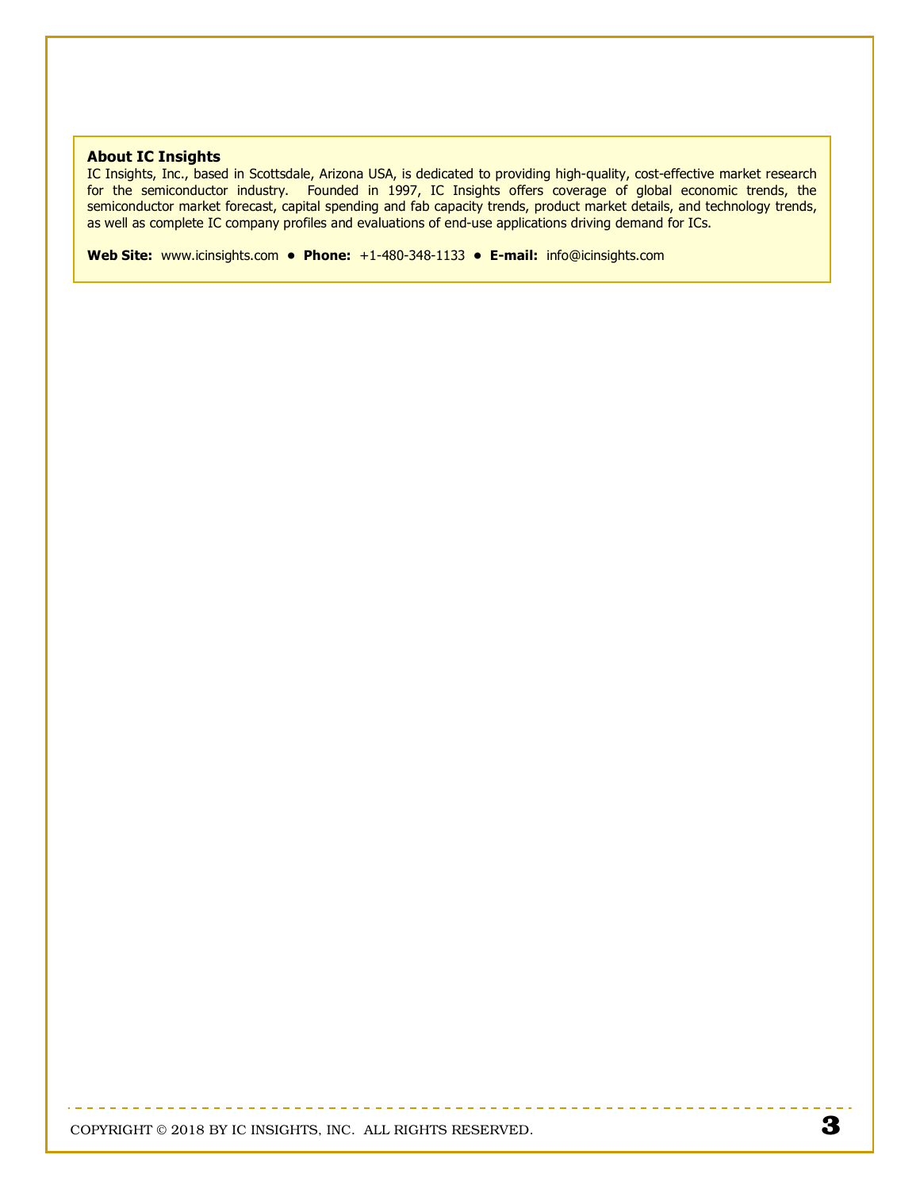**About IC Insights**

IC Insights, Inc., based in Scottsdale, Arizona USA, is dedicated to providing high-quality, cost-effective market research for the semiconductor industry. Founded in 1997, IC Insights offers coverage of global economic trends, the semiconductor market forecast, capital spending and fab capacity trends, product market details, and technology trends, as well as complete IC company profiles and evaluations of end-use applications driving demand for ICs.

**Web Site:** www.icinsights.com • **Phone:** +1-480-348-1133 • **E-mail:** info@icinsights.com

COPYRIGHT © 2018 BY IC INSIGHTS, INC. ALL RIGHTS RESERVED.